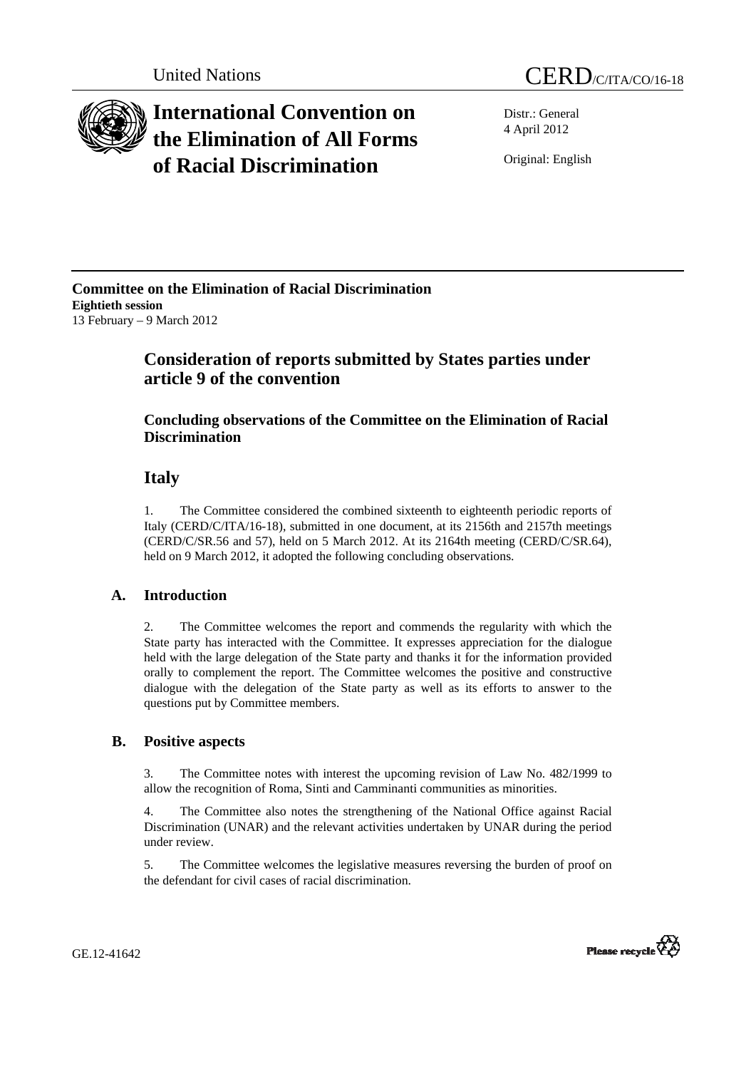United Nations CERD/C/ITA/CO/16-18

# International Convention on the Elimination of All Forms of Racial Discrimination

Distr.: General
4 April 2012

Original: English

**Committee on the Elimination of Racial Discrimination**
**Eightieth session**
13 February – 9 March 2012

## Consideration of reports submitted by States parties under article 9 of the convention

### Concluding observations of the Committee on the Elimination of Racial Discrimination

## Italy

1. The Committee considered the combined sixteenth to eighteenth periodic reports of Italy (CERD/C/ITA/16-18), submitted in one document, at its 2156th and 2157th meetings (CERD/C/SR.56 and 57), held on 5 March 2012. At its 2164th meeting (CERD/C/SR.64), held on 9 March 2012, it adopted the following concluding observations.

### A. Introduction

2. The Committee welcomes the report and commends the regularity with which the State party has interacted with the Committee. It expresses appreciation for the dialogue held with the large delegation of the State party and thanks it for the information provided orally to complement the report. The Committee welcomes the positive and constructive dialogue with the delegation of the State party as well as its efforts to answer to the questions put by Committee members.

### B. Positive aspects

3. The Committee notes with interest the upcoming revision of Law No. 482/1999 to allow the recognition of Roma, Sinti and Camminanti communities as minorities.

4. The Committee also notes the strengthening of the National Office against Racial Discrimination (UNAR) and the relevant activities undertaken by UNAR during the period under review.

5. The Committee welcomes the legislative measures reversing the burden of proof on the defendant for civil cases of racial discrimination.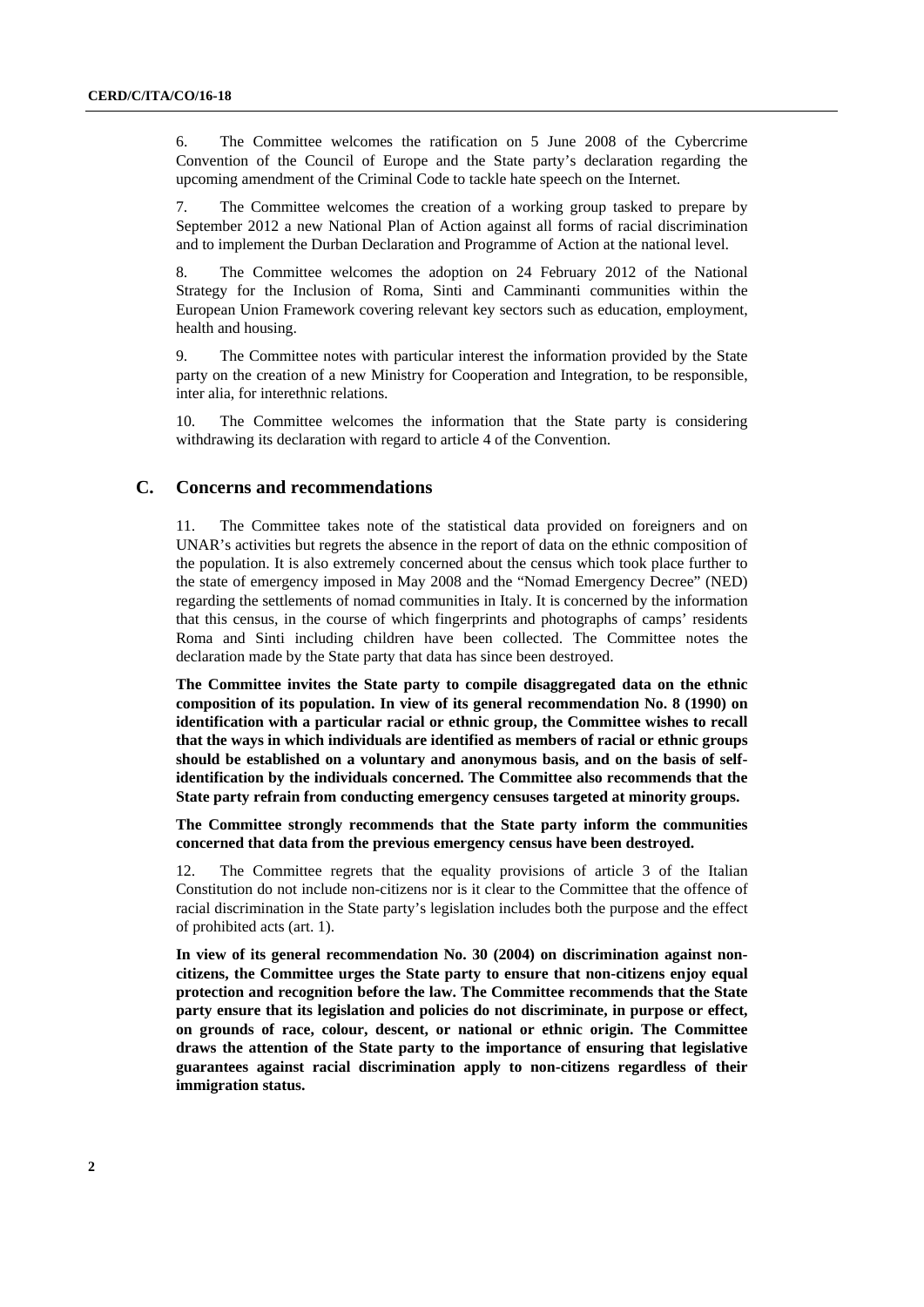6. The Committee welcomes the ratification on 5 June 2008 of the Cybercrime Convention of the Council of Europe and the State party's declaration regarding the upcoming amendment of the Criminal Code to tackle hate speech on the Internet.

7. The Committee welcomes the creation of a working group tasked to prepare by September 2012 a new National Plan of Action against all forms of racial discrimination and to implement the Durban Declaration and Programme of Action at the national level.

8. The Committee welcomes the adoption on 24 February 2012 of the National Strategy for the Inclusion of Roma, Sinti and Camminanti communities within the European Union Framework covering relevant key sectors such as education, employment, health and housing.

9. The Committee notes with particular interest the information provided by the State party on the creation of a new Ministry for Cooperation and Integration, to be responsible, inter alia, for interethnic relations.

10. The Committee welcomes the information that the State party is considering withdrawing its declaration with regard to article 4 of the Convention.

## C. Concerns and recommendations

11. The Committee takes note of the statistical data provided on foreigners and on UNAR's activities but regrets the absence in the report of data on the ethnic composition of the population. It is also extremely concerned about the census which took place further to the state of emergency imposed in May 2008 and the "Nomad Emergency Decree" (NED) regarding the settlements of nomad communities in Italy. It is concerned by the information that this census, in the course of which fingerprints and photographs of camps' residents Roma and Sinti including children have been collected. The Committee notes the declaration made by the State party that data has since been destroyed.

**The Committee invites the State party to compile disaggregated data on the ethnic composition of its population. In view of its general recommendation No. 8 (1990) on identification with a particular racial or ethnic group, the Committee wishes to recall that the ways in which individuals are identified as members of racial or ethnic groups should be established on a voluntary and anonymous basis, and on the basis of self-identification by the individuals concerned. The Committee also recommends that the State party refrain from conducting emergency censuses targeted at minority groups.**

**The Committee strongly recommends that the State party inform the communities concerned that data from the previous emergency census have been destroyed.**

12. The Committee regrets that the equality provisions of article 3 of the Italian Constitution do not include non-citizens nor is it clear to the Committee that the offence of racial discrimination in the State party's legislation includes both the purpose and the effect of prohibited acts (art. 1).

**In view of its general recommendation No. 30 (2004) on discrimination against non-citizens, the Committee urges the State party to ensure that non-citizens enjoy equal protection and recognition before the law. The Committee recommends that the State party ensure that its legislation and policies do not discriminate, in purpose or effect, on grounds of race, colour, descent, or national or ethnic origin. The Committee draws the attention of the State party to the importance of ensuring that legislative guarantees against racial discrimination apply to non-citizens regardless of their immigration status.**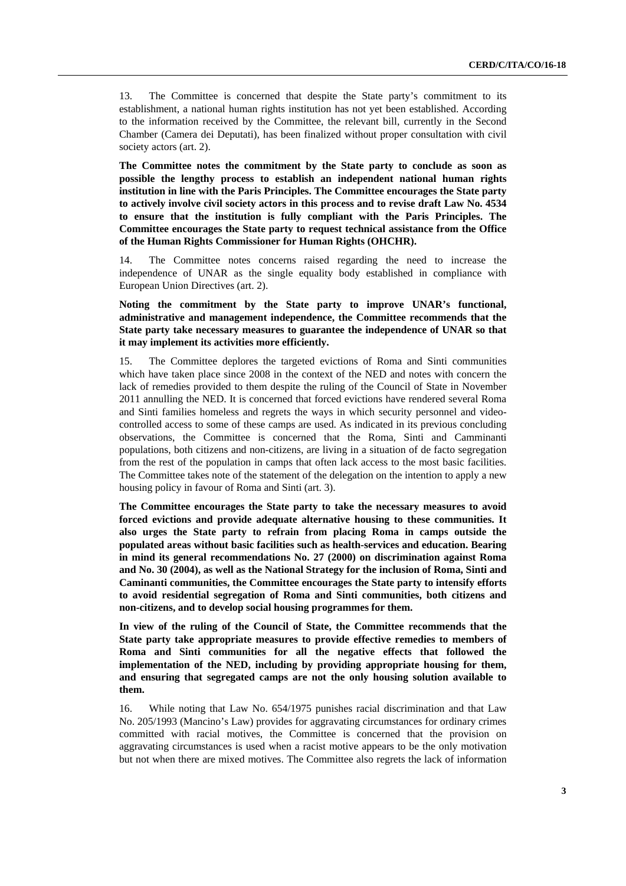13. The Committee is concerned that despite the State party's commitment to its establishment, a national human rights institution has not yet been established. According to the information received by the Committee, the relevant bill, currently in the Second Chamber (Camera dei Deputati), has been finalized without proper consultation with civil society actors (art. 2).

**The Committee notes the commitment by the State party to conclude as soon as possible the lengthy process to establish an independent national human rights institution in line with the Paris Principles. The Committee encourages the State party to actively involve civil society actors in this process and to revise draft Law No. 4534 to ensure that the institution is fully compliant with the Paris Principles. The Committee encourages the State party to request technical assistance from the Office of the Human Rights Commissioner for Human Rights (OHCHR).**

14. The Committee notes concerns raised regarding the need to increase the independence of UNAR as the single equality body established in compliance with European Union Directives (art. 2).

**Noting the commitment by the State party to improve UNAR's functional, administrative and management independence, the Committee recommends that the State party take necessary measures to guarantee the independence of UNAR so that it may implement its activities more efficiently.**

15. The Committee deplores the targeted evictions of Roma and Sinti communities which have taken place since 2008 in the context of the NED and notes with concern the lack of remedies provided to them despite the ruling of the Council of State in November 2011 annulling the NED. It is concerned that forced evictions have rendered several Roma and Sinti families homeless and regrets the ways in which security personnel and video-controlled access to some of these camps are used. As indicated in its previous concluding observations, the Committee is concerned that the Roma, Sinti and Camminanti populations, both citizens and non-citizens, are living in a situation of de facto segregation from the rest of the population in camps that often lack access to the most basic facilities. The Committee takes note of the statement of the delegation on the intention to apply a new housing policy in favour of Roma and Sinti (art. 3).

**The Committee encourages the State party to take the necessary measures to avoid forced evictions and provide adequate alternative housing to these communities. It also urges the State party to refrain from placing Roma in camps outside the populated areas without basic facilities such as health-services and education. Bearing in mind its general recommendations No. 27 (2000) on discrimination against Roma and No. 30 (2004), as well as the National Strategy for the inclusion of Roma, Sinti and Caminanti communities, the Committee encourages the State party to intensify efforts to avoid residential segregation of Roma and Sinti communities, both citizens and non-citizens, and to develop social housing programmes for them.**

**In view of the ruling of the Council of State, the Committee recommends that the State party take appropriate measures to provide effective remedies to members of Roma and Sinti communities for all the negative effects that followed the implementation of the NED, including by providing appropriate housing for them, and ensuring that segregated camps are not the only housing solution available to them.**

16. While noting that Law No. 654/1975 punishes racial discrimination and that Law No. 205/1993 (Mancino's Law) provides for aggravating circumstances for ordinary crimes committed with racial motives, the Committee is concerned that the provision on aggravating circumstances is used when a racist motive appears to be the only motivation but not when there are mixed motives. The Committee also regrets the lack of information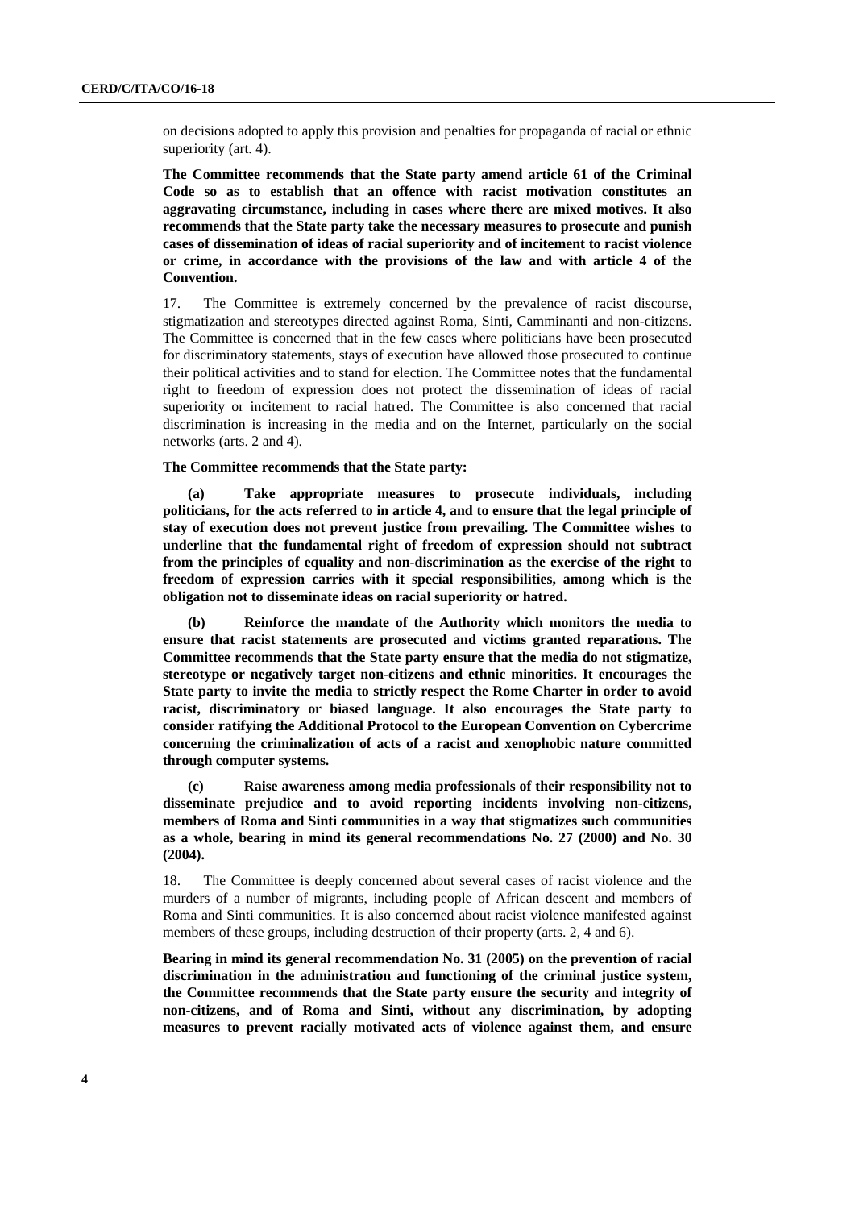on decisions adopted to apply this provision and penalties for propaganda of racial or ethnic superiority (art. 4).

**The Committee recommends that the State party amend article 61 of the Criminal Code so as to establish that an offence with racist motivation constitutes an aggravating circumstance, including in cases where there are mixed motives. It also recommends that the State party take the necessary measures to prosecute and punish cases of dissemination of ideas of racial superiority and of incitement to racist violence or crime, in accordance with the provisions of the law and with article 4 of the Convention.**

17. The Committee is extremely concerned by the prevalence of racist discourse, stigmatization and stereotypes directed against Roma, Sinti, Camminanti and non-citizens. The Committee is concerned that in the few cases where politicians have been prosecuted for discriminatory statements, stays of execution have allowed those prosecuted to continue their political activities and to stand for election. The Committee notes that the fundamental right to freedom of expression does not protect the dissemination of ideas of racial superiority or incitement to racial hatred. The Committee is also concerned that racial discrimination is increasing in the media and on the Internet, particularly on the social networks (arts. 2 and 4).

**The Committee recommends that the State party:**

**(a) Take appropriate measures to prosecute individuals, including politicians, for the acts referred to in article 4, and to ensure that the legal principle of stay of execution does not prevent justice from prevailing. The Committee wishes to underline that the fundamental right of freedom of expression should not subtract from the principles of equality and non-discrimination as the exercise of the right to freedom of expression carries with it special responsibilities, among which is the obligation not to disseminate ideas on racial superiority or hatred.**

**(b) Reinforce the mandate of the Authority which monitors the media to ensure that racist statements are prosecuted and victims granted reparations. The Committee recommends that the State party ensure that the media do not stigmatize, stereotype or negatively target non-citizens and ethnic minorities. It encourages the State party to invite the media to strictly respect the Rome Charter in order to avoid racist, discriminatory or biased language. It also encourages the State party to consider ratifying the Additional Protocol to the European Convention on Cybercrime concerning the criminalization of acts of a racist and xenophobic nature committed through computer systems.**

**(c) Raise awareness among media professionals of their responsibility not to disseminate prejudice and to avoid reporting incidents involving non-citizens, members of Roma and Sinti communities in a way that stigmatizes such communities as a whole, bearing in mind its general recommendations No. 27 (2000) and No. 30 (2004).**

18. The Committee is deeply concerned about several cases of racist violence and the murders of a number of migrants, including people of African descent and members of Roma and Sinti communities. It is also concerned about racist violence manifested against members of these groups, including destruction of their property (arts. 2, 4 and 6).

**Bearing in mind its general recommendation No. 31 (2005) on the prevention of racial discrimination in the administration and functioning of the criminal justice system, the Committee recommends that the State party ensure the security and integrity of non-citizens, and of Roma and Sinti, without any discrimination, by adopting measures to prevent racially motivated acts of violence against them, and ensure**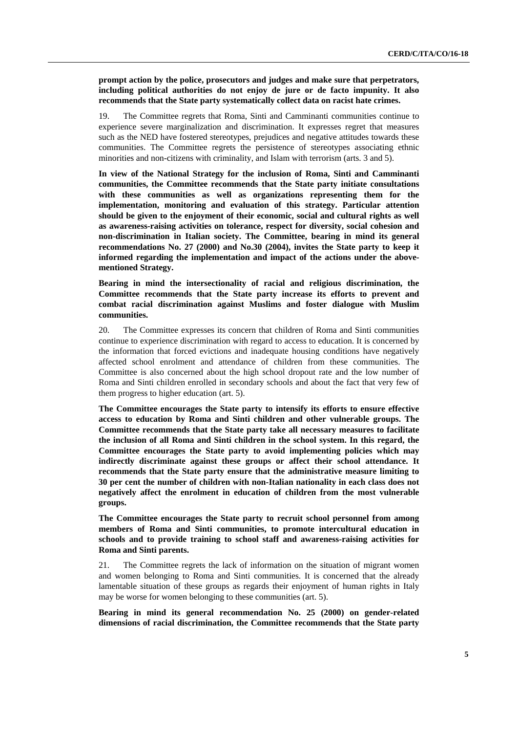**prompt action by the police, prosecutors and judges and make sure that perpetrators, including political authorities do not enjoy de jure or de facto impunity. It also recommends that the State party systematically collect data on racist hate crimes.**

19. The Committee regrets that Roma, Sinti and Camminanti communities continue to experience severe marginalization and discrimination. It expresses regret that measures such as the NED have fostered stereotypes, prejudices and negative attitudes towards these communities. The Committee regrets the persistence of stereotypes associating ethnic minorities and non-citizens with criminality, and Islam with terrorism (arts. 3 and 5).

**In view of the National Strategy for the inclusion of Roma, Sinti and Camminanti communities, the Committee recommends that the State party initiate consultations with these communities as well as organizations representing them for the implementation, monitoring and evaluation of this strategy. Particular attention should be given to the enjoyment of their economic, social and cultural rights as well as awareness-raising activities on tolerance, respect for diversity, social cohesion and non-discrimination in Italian society. The Committee, bearing in mind its general recommendations No. 27 (2000) and No.30 (2004), invites the State party to keep it informed regarding the implementation and impact of the actions under the above-mentioned Strategy.**

**Bearing in mind the intersectionality of racial and religious discrimination, the Committee recommends that the State party increase its efforts to prevent and combat racial discrimination against Muslims and foster dialogue with Muslim communities.**

20. The Committee expresses its concern that children of Roma and Sinti communities continue to experience discrimination with regard to access to education. It is concerned by the information that forced evictions and inadequate housing conditions have negatively affected school enrolment and attendance of children from these communities. The Committee is also concerned about the high school dropout rate and the low number of Roma and Sinti children enrolled in secondary schools and about the fact that very few of them progress to higher education (art. 5).

**The Committee encourages the State party to intensify its efforts to ensure effective access to education by Roma and Sinti children and other vulnerable groups. The Committee recommends that the State party take all necessary measures to facilitate the inclusion of all Roma and Sinti children in the school system. In this regard, the Committee encourages the State party to avoid implementing policies which may indirectly discriminate against these groups or affect their school attendance. It recommends that the State party ensure that the administrative measure limiting to 30 per cent the number of children with non-Italian nationality in each class does not negatively affect the enrolment in education of children from the most vulnerable groups.**

**The Committee encourages the State party to recruit school personnel from among members of Roma and Sinti communities, to promote intercultural education in schools and to provide training to school staff and awareness-raising activities for Roma and Sinti parents.**

21. The Committee regrets the lack of information on the situation of migrant women and women belonging to Roma and Sinti communities. It is concerned that the already lamentable situation of these groups as regards their enjoyment of human rights in Italy may be worse for women belonging to these communities (art. 5).

**Bearing in mind its general recommendation No. 25 (2000) on gender-related dimensions of racial discrimination, the Committee recommends that the State party**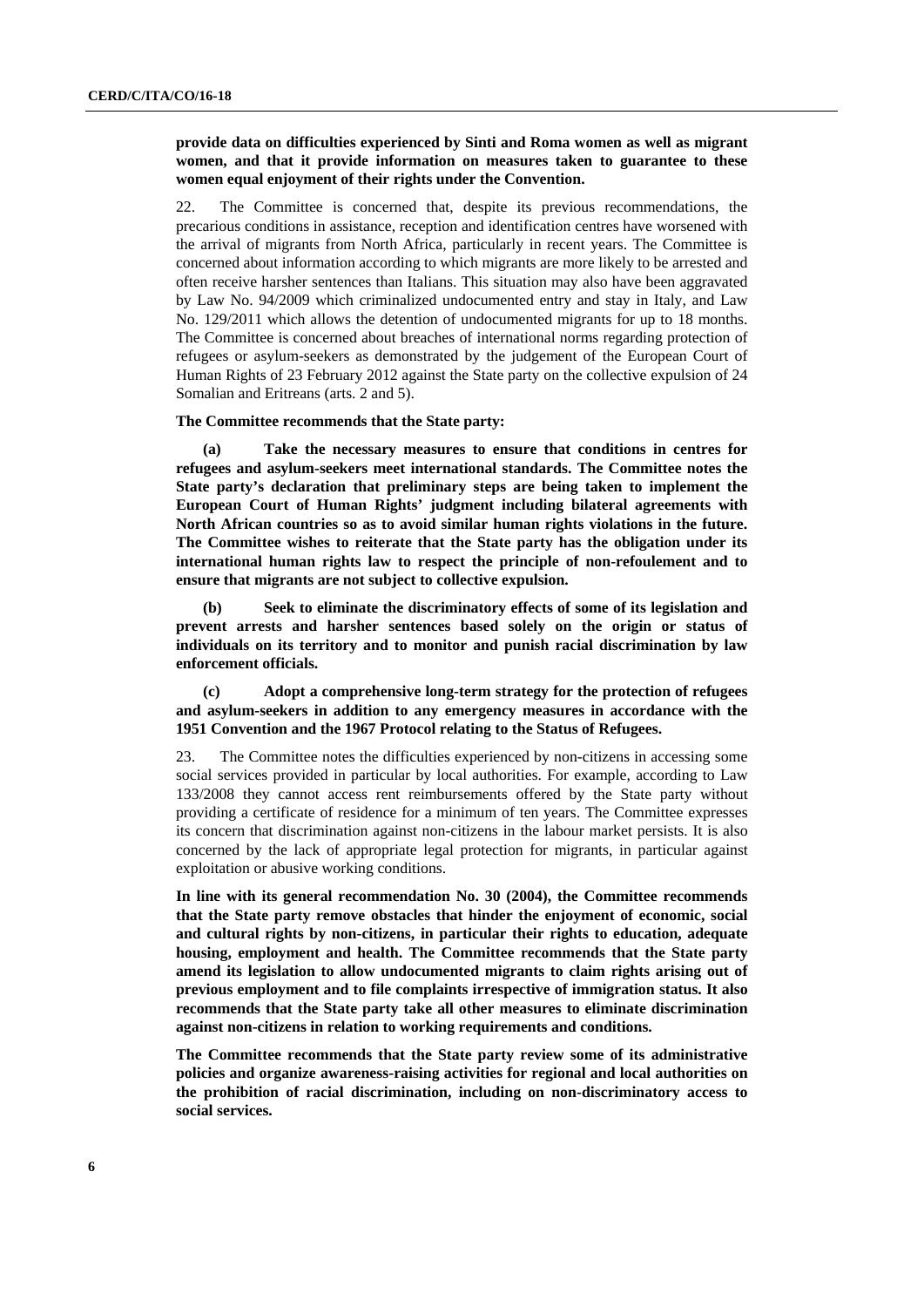**provide data on difficulties experienced by Sinti and Roma women as well as migrant women, and that it provide information on measures taken to guarantee to these women equal enjoyment of their rights under the Convention.**

22. The Committee is concerned that, despite its previous recommendations, the precarious conditions in assistance, reception and identification centres have worsened with the arrival of migrants from North Africa, particularly in recent years. The Committee is concerned about information according to which migrants are more likely to be arrested and often receive harsher sentences than Italians. This situation may also have been aggravated by Law No. 94/2009 which criminalized undocumented entry and stay in Italy, and Law No. 129/2011 which allows the detention of undocumented migrants for up to 18 months. The Committee is concerned about breaches of international norms regarding protection of refugees or asylum-seekers as demonstrated by the judgement of the European Court of Human Rights of 23 February 2012 against the State party on the collective expulsion of 24 Somalian and Eritreans (arts. 2 and 5).

**The Committee recommends that the State party:**

**(a) Take the necessary measures to ensure that conditions in centres for refugees and asylum-seekers meet international standards. The Committee notes the State party's declaration that preliminary steps are being taken to implement the European Court of Human Rights' judgment including bilateral agreements with North African countries so as to avoid similar human rights violations in the future. The Committee wishes to reiterate that the State party has the obligation under its international human rights law to respect the principle of non-refoulement and to ensure that migrants are not subject to collective expulsion.**

**(b) Seek to eliminate the discriminatory effects of some of its legislation and prevent arrests and harsher sentences based solely on the origin or status of individuals on its territory and to monitor and punish racial discrimination by law enforcement officials.**

**(c) Adopt a comprehensive long-term strategy for the protection of refugees and asylum-seekers in addition to any emergency measures in accordance with the 1951 Convention and the 1967 Protocol relating to the Status of Refugees.**

23. The Committee notes the difficulties experienced by non-citizens in accessing some social services provided in particular by local authorities. For example, according to Law 133/2008 they cannot access rent reimbursements offered by the State party without providing a certificate of residence for a minimum of ten years. The Committee expresses its concern that discrimination against non-citizens in the labour market persists. It is also concerned by the lack of appropriate legal protection for migrants, in particular against exploitation or abusive working conditions.

**In line with its general recommendation No. 30 (2004), the Committee recommends that the State party remove obstacles that hinder the enjoyment of economic, social and cultural rights by non-citizens, in particular their rights to education, adequate housing, employment and health. The Committee recommends that the State party amend its legislation to allow undocumented migrants to claim rights arising out of previous employment and to file complaints irrespective of immigration status. It also recommends that the State party take all other measures to eliminate discrimination against non-citizens in relation to working requirements and conditions.**

**The Committee recommends that the State party review some of its administrative policies and organize awareness-raising activities for regional and local authorities on the prohibition of racial discrimination, including on non-discriminatory access to social services.**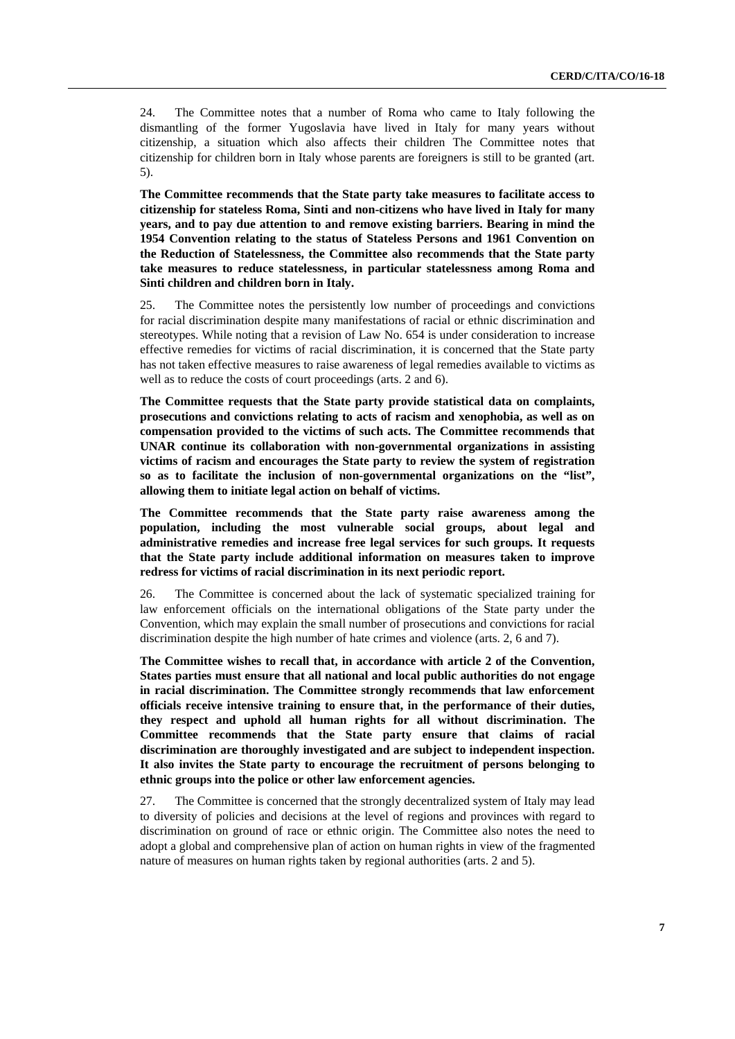24. The Committee notes that a number of Roma who came to Italy following the dismantling of the former Yugoslavia have lived in Italy for many years without citizenship, a situation which also affects their children The Committee notes that citizenship for children born in Italy whose parents are foreigners is still to be granted (art. 5).

**The Committee recommends that the State party take measures to facilitate access to citizenship for stateless Roma, Sinti and non-citizens who have lived in Italy for many years, and to pay due attention to and remove existing barriers. Bearing in mind the 1954 Convention relating to the status of Stateless Persons and 1961 Convention on the Reduction of Statelessness, the Committee also recommends that the State party take measures to reduce statelessness, in particular statelessness among Roma and Sinti children and children born in Italy.**

25. The Committee notes the persistently low number of proceedings and convictions for racial discrimination despite many manifestations of racial or ethnic discrimination and stereotypes. While noting that a revision of Law No. 654 is under consideration to increase effective remedies for victims of racial discrimination, it is concerned that the State party has not taken effective measures to raise awareness of legal remedies available to victims as well as to reduce the costs of court proceedings (arts. 2 and 6).

**The Committee requests that the State party provide statistical data on complaints, prosecutions and convictions relating to acts of racism and xenophobia, as well as on compensation provided to the victims of such acts. The Committee recommends that UNAR continue its collaboration with non-governmental organizations in assisting victims of racism and encourages the State party to review the system of registration so as to facilitate the inclusion of non-governmental organizations on the "list", allowing them to initiate legal action on behalf of victims.**

**The Committee recommends that the State party raise awareness among the population, including the most vulnerable social groups, about legal and administrative remedies and increase free legal services for such groups. It requests that the State party include additional information on measures taken to improve redress for victims of racial discrimination in its next periodic report.**

26. The Committee is concerned about the lack of systematic specialized training for law enforcement officials on the international obligations of the State party under the Convention, which may explain the small number of prosecutions and convictions for racial discrimination despite the high number of hate crimes and violence (arts. 2, 6 and 7).

**The Committee wishes to recall that, in accordance with article 2 of the Convention, States parties must ensure that all national and local public authorities do not engage in racial discrimination. The Committee strongly recommends that law enforcement officials receive intensive training to ensure that, in the performance of their duties, they respect and uphold all human rights for all without discrimination. The Committee recommends that the State party ensure that claims of racial discrimination are thoroughly investigated and are subject to independent inspection. It also invites the State party to encourage the recruitment of persons belonging to ethnic groups into the police or other law enforcement agencies.**

27. The Committee is concerned that the strongly decentralized system of Italy may lead to diversity of policies and decisions at the level of regions and provinces with regard to discrimination on ground of race or ethnic origin. The Committee also notes the need to adopt a global and comprehensive plan of action on human rights in view of the fragmented nature of measures on human rights taken by regional authorities (arts. 2 and 5).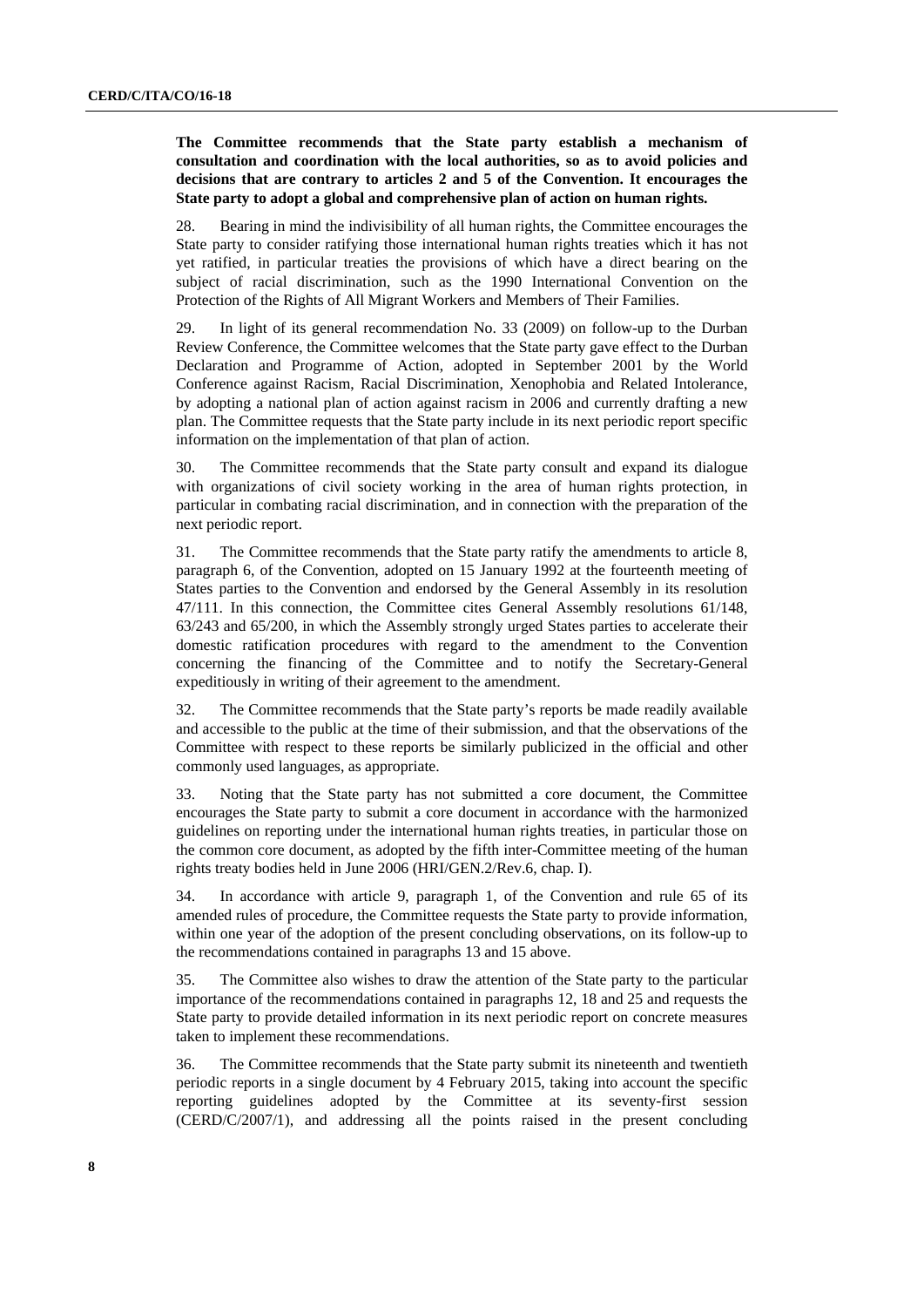**The Committee recommends that the State party establish a mechanism of consultation and coordination with the local authorities, so as to avoid policies and decisions that are contrary to articles 2 and 5 of the Convention. It encourages the State party to adopt a global and comprehensive plan of action on human rights.**

28. Bearing in mind the indivisibility of all human rights, the Committee encourages the State party to consider ratifying those international human rights treaties which it has not yet ratified, in particular treaties the provisions of which have a direct bearing on the subject of racial discrimination, such as the 1990 International Convention on the Protection of the Rights of All Migrant Workers and Members of Their Families.

29. In light of its general recommendation No. 33 (2009) on follow-up to the Durban Review Conference, the Committee welcomes that the State party gave effect to the Durban Declaration and Programme of Action, adopted in September 2001 by the World Conference against Racism, Racial Discrimination, Xenophobia and Related Intolerance, by adopting a national plan of action against racism in 2006 and currently drafting a new plan. The Committee requests that the State party include in its next periodic report specific information on the implementation of that plan of action.

30. The Committee recommends that the State party consult and expand its dialogue with organizations of civil society working in the area of human rights protection, in particular in combating racial discrimination, and in connection with the preparation of the next periodic report.

31. The Committee recommends that the State party ratify the amendments to article 8, paragraph 6, of the Convention, adopted on 15 January 1992 at the fourteenth meeting of States parties to the Convention and endorsed by the General Assembly in its resolution 47/111. In this connection, the Committee cites General Assembly resolutions 61/148, 63/243 and 65/200, in which the Assembly strongly urged States parties to accelerate their domestic ratification procedures with regard to the amendment to the Convention concerning the financing of the Committee and to notify the Secretary-General expeditiously in writing of their agreement to the amendment.

32. The Committee recommends that the State party's reports be made readily available and accessible to the public at the time of their submission, and that the observations of the Committee with respect to these reports be similarly publicized in the official and other commonly used languages, as appropriate.

33. Noting that the State party has not submitted a core document, the Committee encourages the State party to submit a core document in accordance with the harmonized guidelines on reporting under the international human rights treaties, in particular those on the common core document, as adopted by the fifth inter-Committee meeting of the human rights treaty bodies held in June 2006 (HRI/GEN.2/Rev.6, chap. I).

34. In accordance with article 9, paragraph 1, of the Convention and rule 65 of its amended rules of procedure, the Committee requests the State party to provide information, within one year of the adoption of the present concluding observations, on its follow-up to the recommendations contained in paragraphs 13 and 15 above.

35. The Committee also wishes to draw the attention of the State party to the particular importance of the recommendations contained in paragraphs 12, 18 and 25 and requests the State party to provide detailed information in its next periodic report on concrete measures taken to implement these recommendations.

36. The Committee recommends that the State party submit its nineteenth and twentieth periodic reports in a single document by 4 February 2015, taking into account the specific reporting guidelines adopted by the Committee at its seventy-first session (CERD/C/2007/1), and addressing all the points raised in the present concluding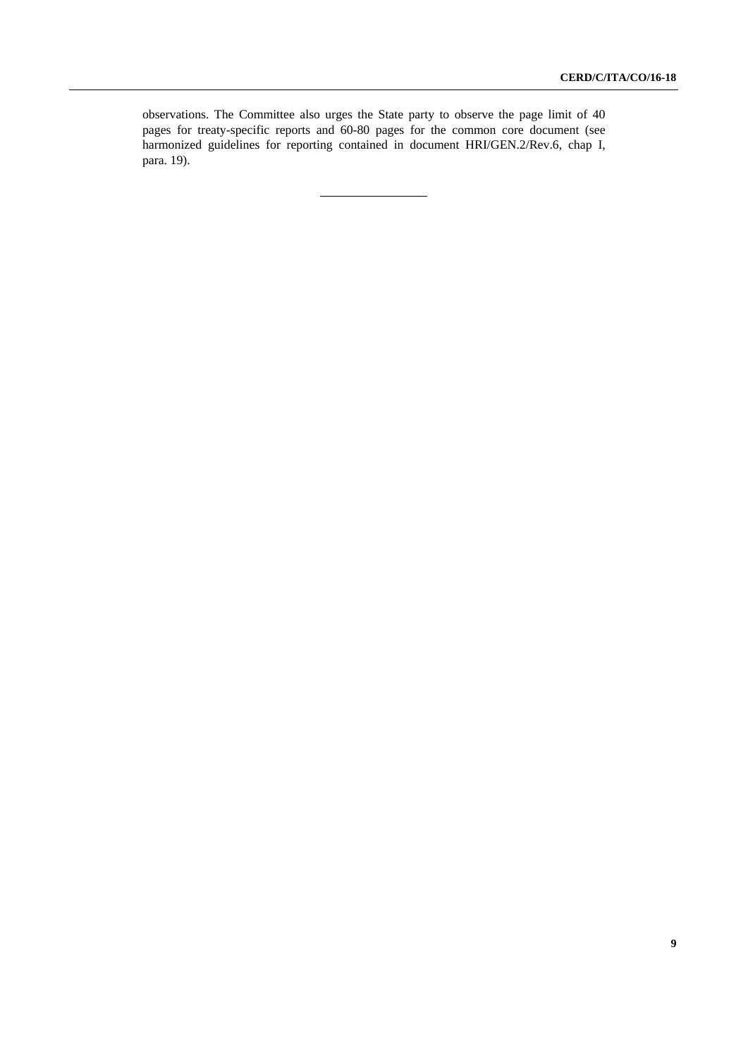observations. The Committee also urges the State party to observe the page limit of 40 pages for treaty-specific reports and 60-80 pages for the common core document (see harmonized guidelines for reporting contained in document HRI/GEN.2/Rev.6, chap I, para. 19).

---